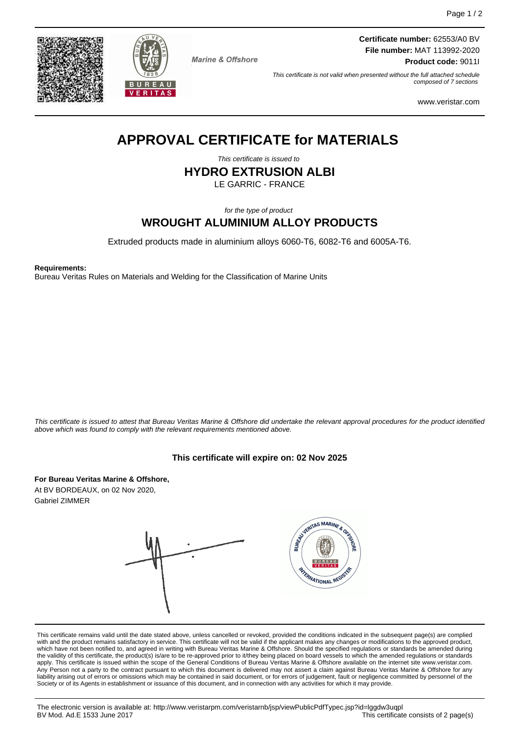Marine & Offshore

**Certificate number:** 62553/A0 BV
**File number:** MAT 113992-2020
**Product code:** 9011I

*This certificate is not valid when presented without the full attached schedule composed of 7 sections*

www.veristar.com

# APPROVAL CERTIFICATE for MATERIALS

*This certificate is issued to*

## HYDRO EXTRUSION ALBI

LE GARRIC - FRANCE

*for the type of product*

## WROUGHT ALUMINIUM ALLOY PRODUCTS

Extruded products made in aluminium alloys 6060-T6, 6082-T6 and 6005A-T6.

**Requirements:**
Bureau Veritas Rules on Materials and Welding for the Classification of Marine Units

*This certificate is issued to attest that Bureau Veritas Marine & Offshore did undertake the relevant approval procedures for the product identified above which was found to comply with the relevant requirements mentioned above.*

**This certificate will expire on: 02 Nov 2025**

**For Bureau Veritas Marine & Offshore,**
At BV BORDEAUX, on 02 Nov 2020,
Gabriel ZIMMER

This certificate remains valid until the date stated above, unless cancelled or revoked, provided the conditions indicated in the subsequent page(s) are complied with and the product remains satisfactory in service. This certificate will not be valid if the applicant makes any changes or modifications to the approved product, which have not been notified to, and agreed in writing with Bureau Veritas Marine & Offshore. Should the specified regulations or standards be amended during the validity of this certificate, the product(s) is/are to be re-approved prior to it/they being placed on board vessels to which the amended regulations or standards apply. This certificate is issued within the scope of the General Conditions of Bureau Veritas Marine & Offshore available on the internet site www.veristar.com. Any Person not a party to the contract pursuant to which this document is delivered may not assert a claim against Bureau Veritas Marine & Offshore for any liability arising out of errors or omissions which may be contained in said document, or for errors of judgement, fault or negligence committed by personnel of the Society or of its Agents in establishment or issuance of this document, and in connection with any activities for which it may provide.

The electronic version is available at: http://www.veristarpm.com/veristarnb/jsp/viewPublicPdfTypec.jsp?id=lggdw3uqpl
BV Mod. Ad.E 1533 June 2017

This certificate consists of 2 page(s)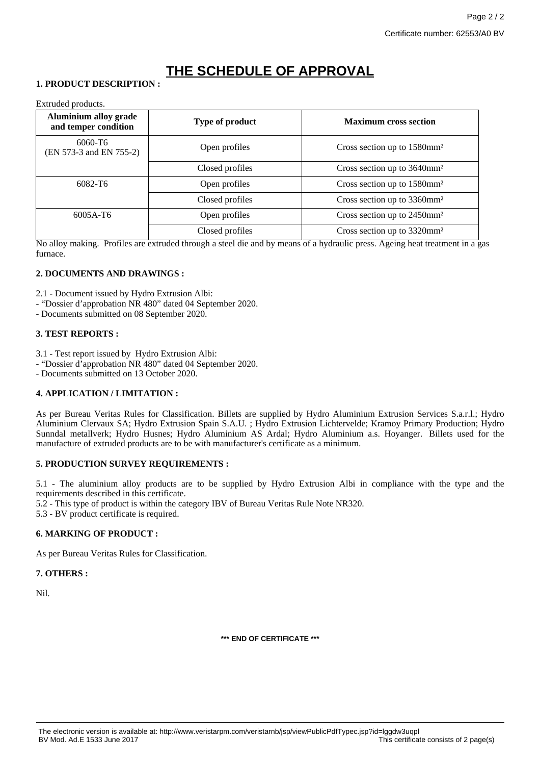# THE SCHEDULE OF APPROVAL

**1. PRODUCT DESCRIPTION :**

Extruded products.

| Aluminium alloy grade and temper condition | Type of product | Maximum cross section |
|---|---|---|
| 6060-T6 (EN 573-3 and EN 755-2) | Open profiles | Cross section up to 1580mm² |
| | Closed profiles | Cross section up to 3640mm² |
| 6082-T6 | Open profiles | Cross section up to 1580mm² |
| | Closed profiles | Cross section up to 3360mm² |
| 6005A-T6 | Open profiles | Cross section up to 2450mm² |
| | Closed profiles | Cross section up to 3320mm² |

No alloy making. Profiles are extruded through a steel die and by means of a hydraulic press. Ageing heat treatment in a gas furnace.

**2. DOCUMENTS AND DRAWINGS :**

2.1 - Document issued by Hydro Extrusion Albi:
- "Dossier d'approbation NR 480" dated 04 September 2020.
- Documents submitted on 08 September 2020.

**3. TEST REPORTS :**

3.1 - Test report issued by Hydro Extrusion Albi:
- "Dossier d'approbation NR 480" dated 04 September 2020.
- Documents submitted on 13 October 2020.

**4. APPLICATION / LIMITATION :**

As per Bureau Veritas Rules for Classification. Billets are supplied by Hydro Aluminium Extrusion Services S.a.r.l.; Hydro Aluminium Clervaux SA; Hydro Extrusion Spain S.A.U. ; Hydro Extrusion Lichtervelde; Kramoy Primary Production; Hydro Sunndal metallverk; Hydro Husnes; Hydro Aluminium AS Ardal; Hydro Aluminium a.s. Hoyanger. Billets used for the manufacture of extruded products are to be with manufacturer's certificate as a minimum.

**5. PRODUCTION SURVEY REQUIREMENTS :**

5.1 - The aluminium alloy products are to be supplied by Hydro Extrusion Albi in compliance with the type and the requirements described in this certificate.
5.2 - This type of product is within the category IBV of Bureau Veritas Rule Note NR320.
5.3 - BV product certificate is required.

**6. MARKING OF PRODUCT :**

As per Bureau Veritas Rules for Classification.

**7. OTHERS :**

Nil.

**\*\*\* END OF CERTIFICATE \*\*\***

The electronic version is available at: http://www.veristarpm.com/veristarnb/jsp/viewPublicPdfTypec.jsp?id=lggdw3uqpl
BV Mod. Ad.E 1533 June 2017